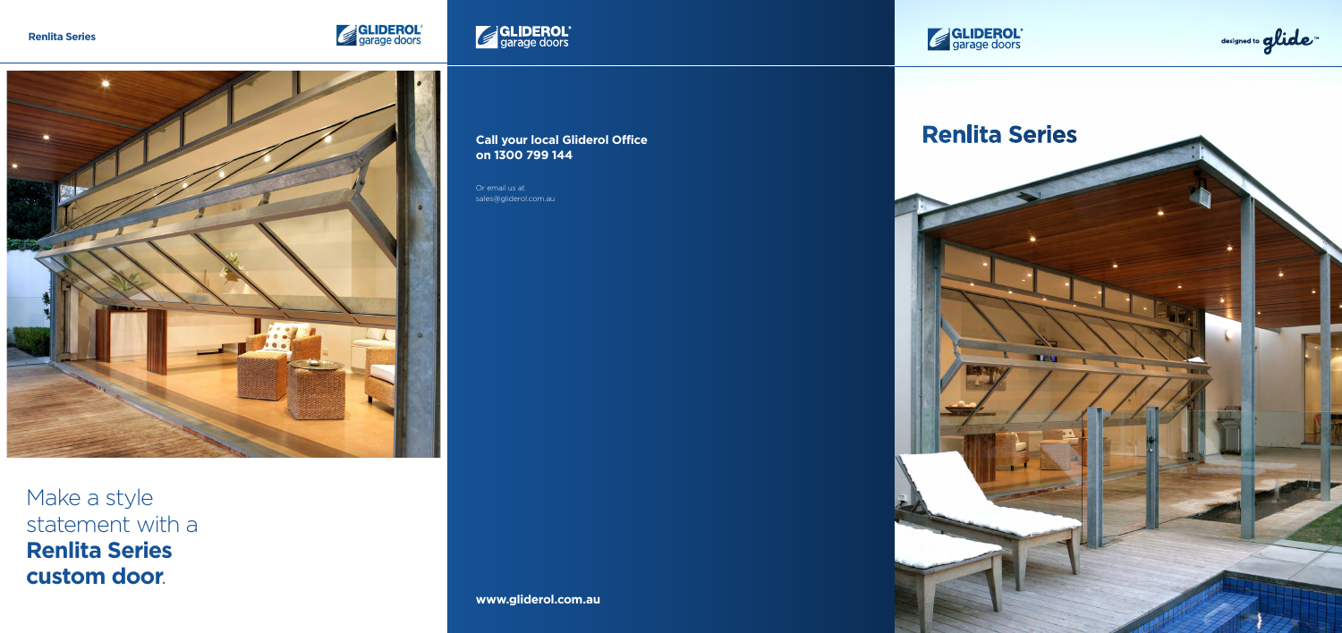# Renlita Series

Make a style statement with a **Renlita Series custom door**.

**Call your local Gliderol Office on 1300 799 144**

Or email us at
sales@gliderol.com.au

**www.gliderol.com.au**

designed to glide™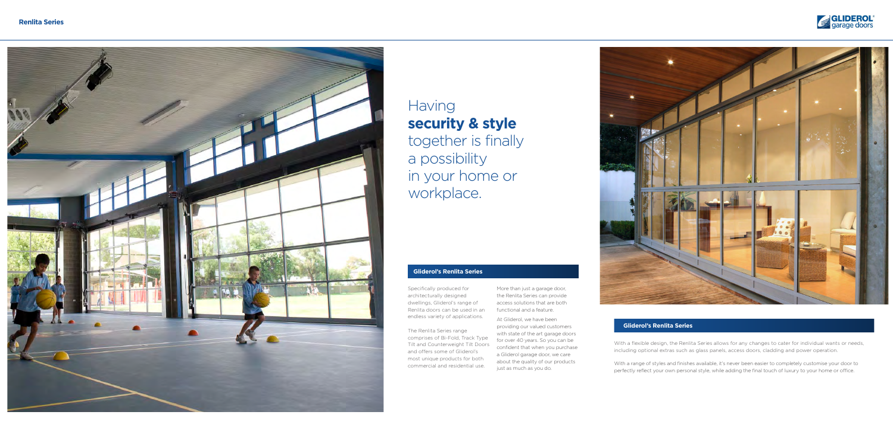# Having **security & style** together is finally a possibility in your home or workplace.

## Gliderol's Renlita Series

Specifically produced for architecturally designed dwellings, Gliderol's range of Renlita doors can be used in an endless variety of applications.

The Renlita Series range comprises of Bi-Fold, Track Type Tilt and Counterweight Tilt Doors and offers some of Gliderol's most unique products for both commercial and residential use.

More than just a garage door, the Renlita Series can provide access solutions that are both functional and a feature.

At Gliderol, we have been providing our valued customers with state of the art garage doors for over 40 years. So you can be confident that when you purchase a Gliderol garage door, we care about the quality of our products just as much as you do.

## Gliderol's Renlita Series

With a flexible design, the Renlita Series allows for any changes to cater for individual wants or needs, including optional extras such as glass panels, access doors, cladding and power operation.

With a range of styles and finishes available, it's never been easier to completely customise your door to perfectly reflect your own personal style, while adding the final touch of luxury to your home or office.